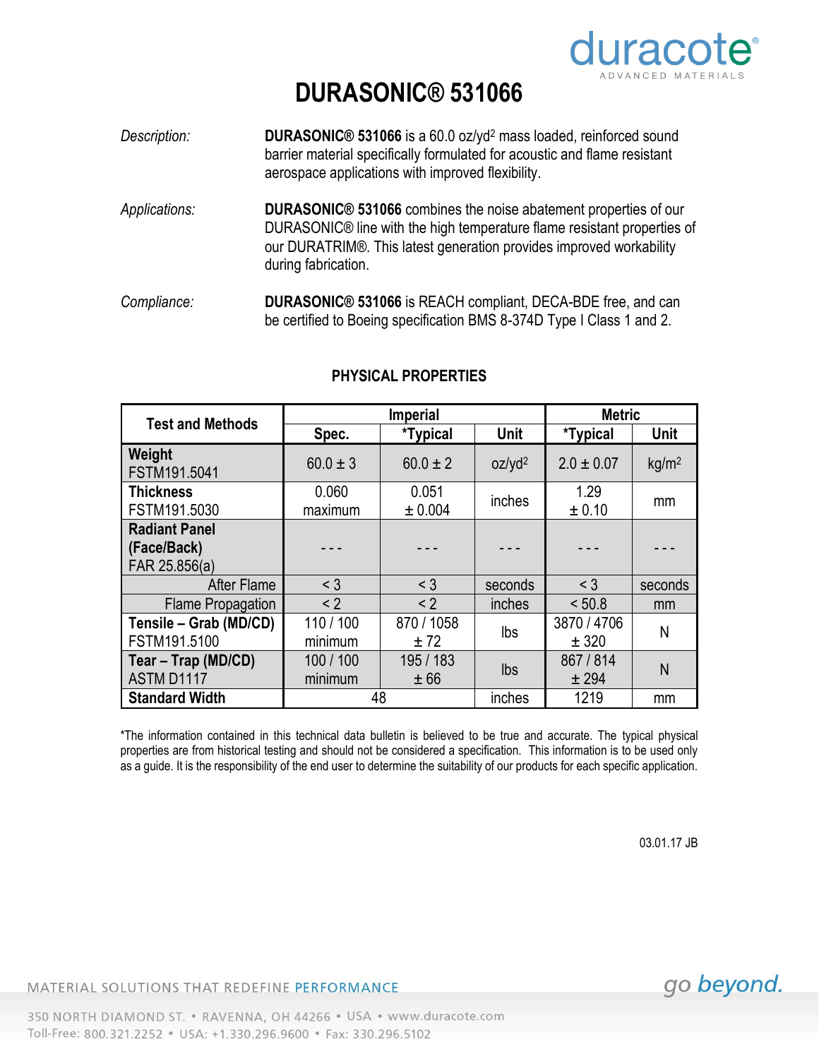duracote
ADVANCED MATERIALS

# DURASONIC® 531066

*Description:* **DURASONIC® 531066** is a 60.0 oz/yd$^2$ mass loaded, reinforced sound barrier material specifically formulated for acoustic and flame resistant aerospace applications with improved flexibility.

*Applications:* **DURASONIC® 531066** combines the noise abatement properties of our DURASONIC® line with the high temperature flame resistant properties of our DURATRIM®. This latest generation provides improved workability during fabrication.

*Compliance:* **DURASONIC® 531066** is REACH compliant, DECA-BDE free, and can be certified to Boeing specification BMS 8-374D Type I Class 1 and 2.

## PHYSICAL PROPERTIES

| Test and Methods | Imperial | | | Metric | |
|---|---|---|---|---|---|
| | Spec. | *Typical | Unit | *Typical | Unit |
| **Weight** FSTM191.5041 | 60.0 ± 3 | 60.0 ± 2 | oz/yd$^2$ | 2.0 ± 0.07 | kg/m$^2$ |
| **Thickness** FSTM191.5030 | 0.060 maximum | 0.051 ± 0.004 | inches | 1.29 ± 0.10 | mm |
| **Radiant Panel (Face/Back)** FAR 25.856(a) | - - - | - - - | - - - | - - - | - - - |
| After Flame | < 3 | < 3 | seconds | < 3 | seconds |
| Flame Propagation | < 2 | < 2 | inches | < 50.8 | mm |
| **Tensile – Grab (MD/CD)** FSTM191.5100 | 110 / 100 minimum | 870 / 1058 ± 72 | lbs | 3870 / 4706 ± 320 | N |
| **Tear – Trap (MD/CD)** ASTM D1117 | 100 / 100 minimum | 195 / 183 ± 66 | lbs | 867 / 814 ± 294 | N |
| **Standard Width** | 48 | | inches | 1219 | mm |

*The information contained in this technical data bulletin is believed to be true and accurate. The typical physical properties are from historical testing and should not be considered a specification. This information is to be used only as a guide. It is the responsibility of the end user to determine the suitability of our products for each specific application.

03.01.17 JB

MATERIAL SOLUTIONS THAT REDEFINE PERFORMANCE

go beyond.

350 NORTH DIAMOND ST. • RAVENNA, OH 44266 • USA • www.duracote.com
Toll-Free: 800.321.2252 • USA: +1.330.296.9600 • Fax: 330.296.5102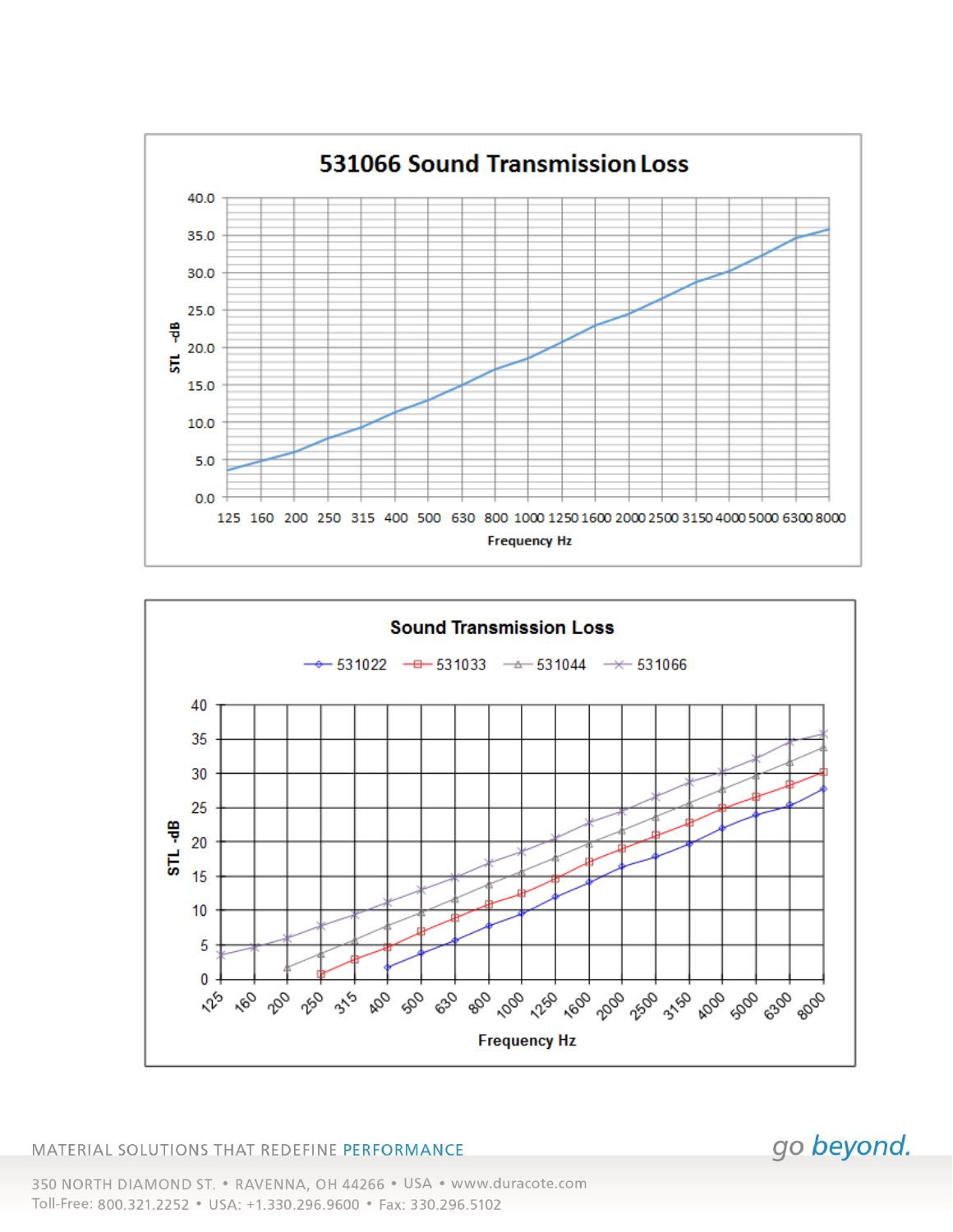531066 Sound Transmission Loss

STL -dB

40.0
35.0
30.0
25.0
20.0
15.0
10.0
5.0
0.0

125 160 200 250 315 400 500 630 800 1000 1250 1600 2000 2500 3150 4000 5000 6300 8000

Frequency Hz

Sound Transmission Loss

531022 531033 531044 531066

STL -dB

40
35
30
25
20
15
10
5
0

125 160 200 250 315 400 500 630 800 1000 1250 1600 2000 2500 3150 4000 5000 6300 8000

Frequency Hz

MATERIAL SOLUTIONS THAT REDEFINE PERFORMANCE

*go beyond.*

350 NORTH DIAMOND ST. • RAVENNA, OH 44266 • USA • www.duracote.com
Toll-Free: 800.321.2252 • USA: +1.330.296.9600 • Fax: 330.296.5102